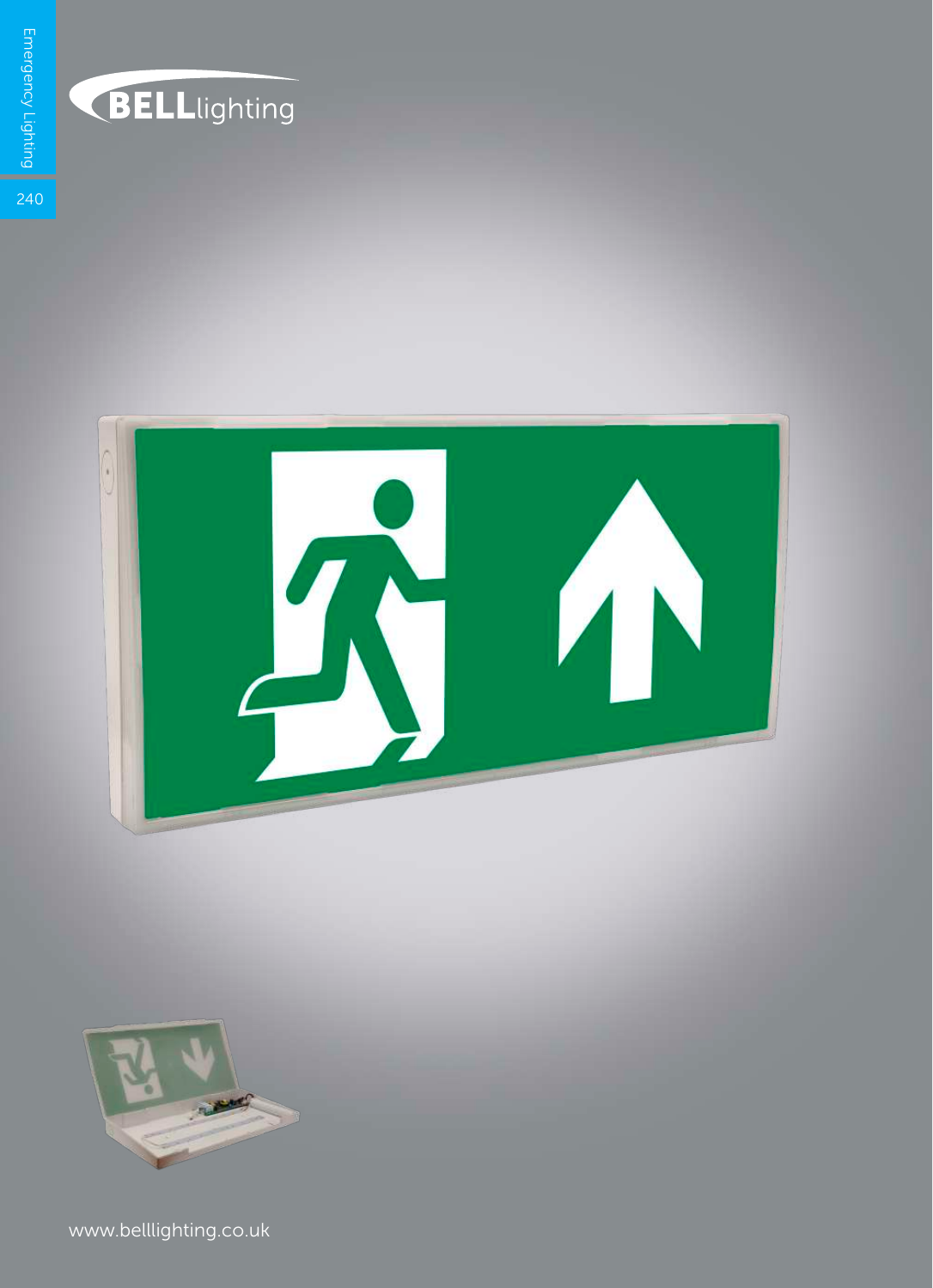BELLlighting

www.belllighting.co.uk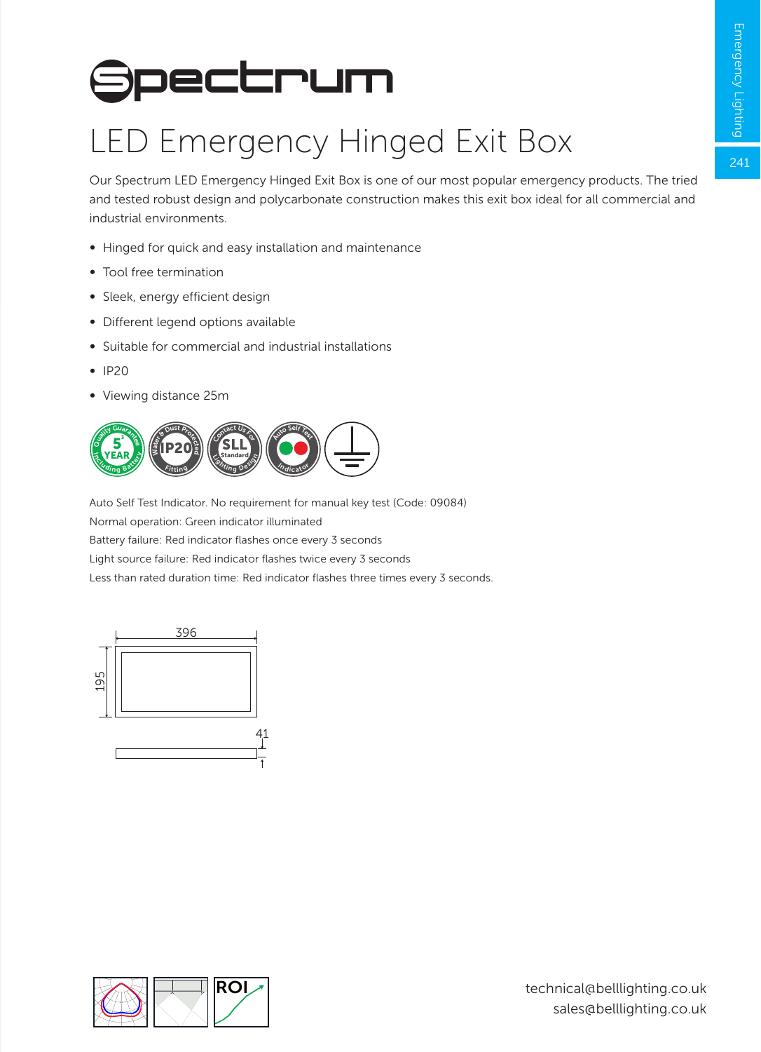# Spectrum

## LED Emergency Hinged Exit Box

Our Spectrum LED Emergency Hinged Exit Box is one of our most popular emergency products. The tried and tested robust design and polycarbonate construction makes this exit box ideal for all commercial and industrial environments.

- Hinged for quick and easy installation and maintenance
- Tool free termination
- Sleek, energy efficient design
- Different legend options available
- Suitable for commercial and industrial installations
- IP20
- Viewing distance 25m

Auto Self Test Indicator. No requirement for manual key test (Code: 09084)
Normal operation: Green indicator illuminated
Battery failure: Red indicator flashes once every 3 seconds
Light source failure: Red indicator flashes twice every 3 seconds
Less than rated duration time: Red indicator flashes three times every 3 seconds.

396
195
41

technical@belllighting.co.uk
sales@belllighting.co.uk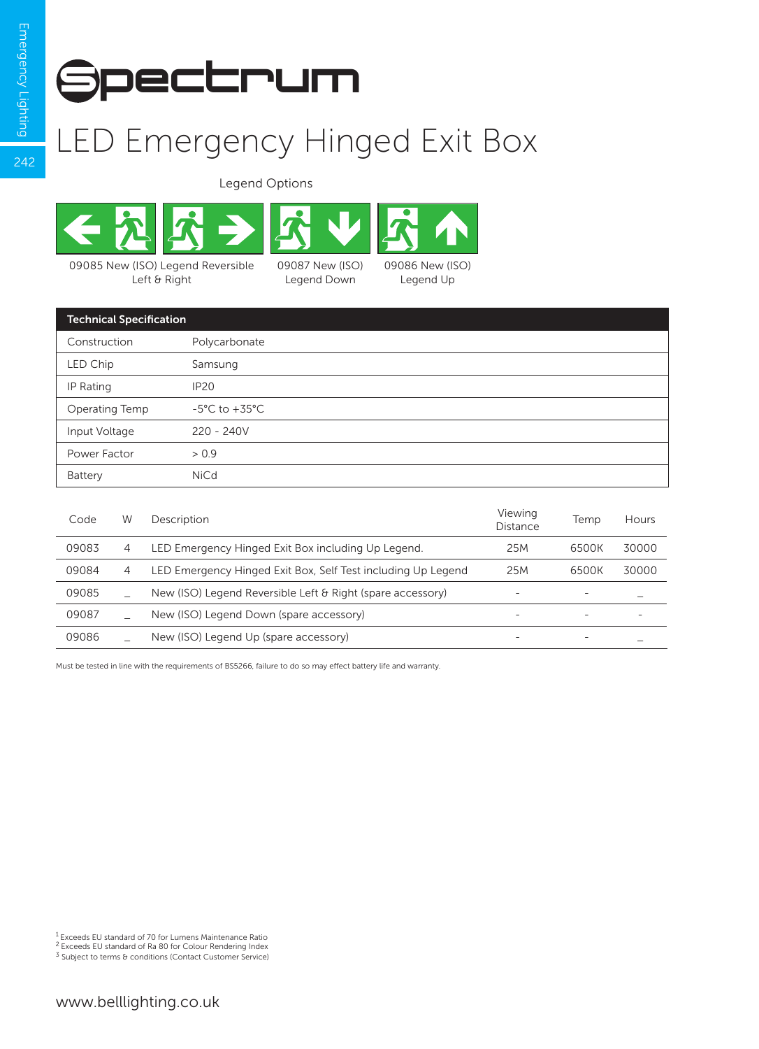# Spectrum

## LED Emergency Hinged Exit Box

Legend Options

09085 New (ISO) Legend Reversible Left & Right

09087 New (ISO) Legend Down

09086 New (ISO) Legend Up

| Technical Specification | |
|---|---|
| Construction | Polycarbonate |
| LED Chip | Samsung |
| IP Rating | IP20 |
| Operating Temp | -5°C to +35°C |
| Input Voltage | 220 - 240V |
| Power Factor | > 0.9 |
| Battery | NiCd |

| Code | W | Description | Viewing Distance | Temp | Hours |
|---|---|---|---|---|---|
| 09083 | 4 | LED Emergency Hinged Exit Box including Up Legend. | 25M | 6500K | 30000 |
| 09084 | 4 | LED Emergency Hinged Exit Box, Self Test including Up Legend | 25M | 6500K | 30000 |
| 09085 | _ | New (ISO) Legend Reversible Left & Right (spare accessory) | - | - | _ |
| 09087 | _ | New (ISO) Legend Down (spare accessory) | - | - | - |
| 09086 | _ | New (ISO) Legend Up (spare accessory) | - | - | _ |

Must be tested in line with the requirements of BS5266, failure to do so may effect battery life and warranty.

[1] Exceeds EU standard of 70 for Lumens Maintenance Ratio
[2] Exceeds EU standard of Ra 80 for Colour Rendering Index
[3] Subject to terms & conditions (Contact Customer Service)

www.belllighting.co.uk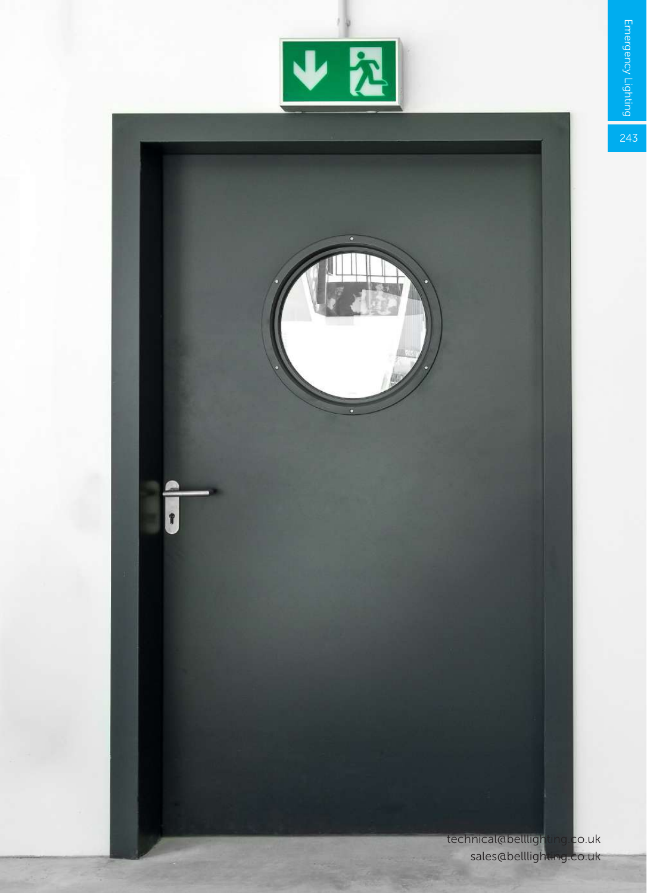technical@belllighting.co.uk
sales@belllighting.co.uk